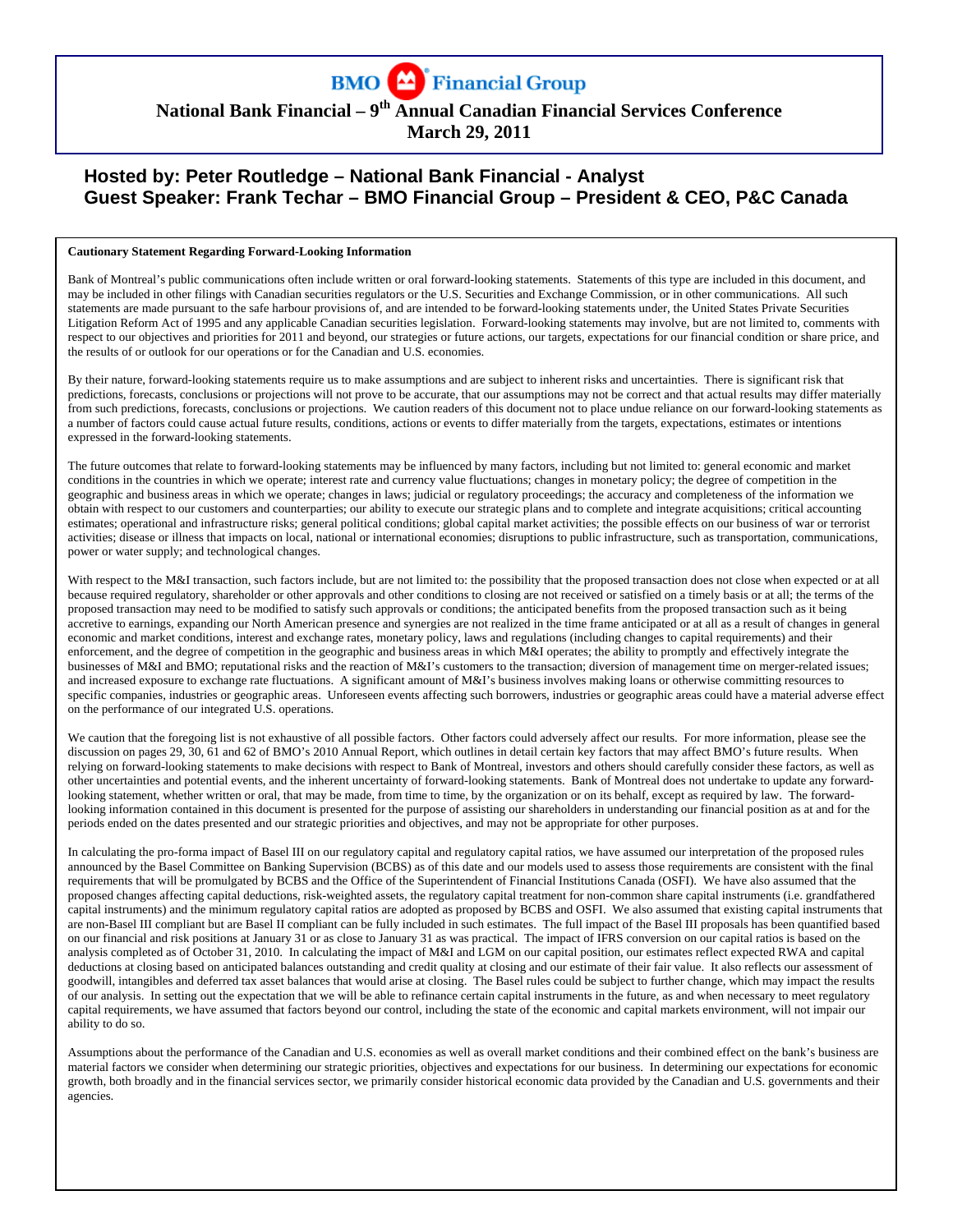# BMO Financial Group

## National Bank Financial – 9th Annual Canadian Financial Services Conference
## March 29, 2011

### Hosted by: Peter Routledge – National Bank Financial - Analyst
### Guest Speaker: Frank Techar – BMO Financial Group – President & CEO, P&C Canada

**Cautionary Statement Regarding Forward-Looking Information**

Bank of Montreal's public communications often include written or oral forward-looking statements. Statements of this type are included in this document, and may be included in other filings with Canadian securities regulators or the U.S. Securities and Exchange Commission, or in other communications. All such statements are made pursuant to the safe harbour provisions of, and are intended to be forward-looking statements under, the United States Private Securities Litigation Reform Act of 1995 and any applicable Canadian securities legislation. Forward-looking statements may involve, but are not limited to, comments with respect to our objectives and priorities for 2011 and beyond, our strategies or future actions, our targets, expectations for our financial condition or share price, and the results of or outlook for our operations or for the Canadian and U.S. economies.

By their nature, forward-looking statements require us to make assumptions and are subject to inherent risks and uncertainties. There is significant risk that predictions, forecasts, conclusions or projections will not prove to be accurate, that our assumptions may not be correct and that actual results may differ materially from such predictions, forecasts, conclusions or projections. We caution readers of this document not to place undue reliance on our forward-looking statements as a number of factors could cause actual future results, conditions, actions or events to differ materially from the targets, expectations, estimates or intentions expressed in the forward-looking statements.

The future outcomes that relate to forward-looking statements may be influenced by many factors, including but not limited to: general economic and market conditions in the countries in which we operate; interest rate and currency value fluctuations; changes in monetary policy; the degree of competition in the geographic and business areas in which we operate; changes in laws; judicial or regulatory proceedings; the accuracy and completeness of the information we obtain with respect to our customers and counterparties; our ability to execute our strategic plans and to complete and integrate acquisitions; critical accounting estimates; operational and infrastructure risks; general political conditions; global capital market activities; the possible effects on our business of war or terrorist activities; disease or illness that impacts on local, national or international economies; disruptions to public infrastructure, such as transportation, communications, power or water supply; and technological changes.

With respect to the M&I transaction, such factors include, but are not limited to: the possibility that the proposed transaction does not close when expected or at all because required regulatory, shareholder or other approvals and other conditions to closing are not received or satisfied on a timely basis or at all; the terms of the proposed transaction may need to be modified to satisfy such approvals or conditions; the anticipated benefits from the proposed transaction such as it being accretive to earnings, expanding our North American presence and synergies are not realized in the time frame anticipated or at all as a result of changes in general economic and market conditions, interest and exchange rates, monetary policy, laws and regulations (including changes to capital requirements) and their enforcement, and the degree of competition in the geographic and business areas in which M&I operates; the ability to promptly and effectively integrate the businesses of M&I and BMO; reputational risks and the reaction of M&I's customers to the transaction; diversion of management time on merger-related issues; and increased exposure to exchange rate fluctuations. A significant amount of M&I's business involves making loans or otherwise committing resources to specific companies, industries or geographic areas. Unforeseen events affecting such borrowers, industries or geographic areas could have a material adverse effect on the performance of our integrated U.S. operations.

We caution that the foregoing list is not exhaustive of all possible factors. Other factors could adversely affect our results. For more information, please see the discussion on pages 29, 30, 61 and 62 of BMO's 2010 Annual Report, which outlines in detail certain key factors that may affect BMO's future results. When relying on forward-looking statements to make decisions with respect to Bank of Montreal, investors and others should carefully consider these factors, as well as other uncertainties and potential events, and the inherent uncertainty of forward-looking statements. Bank of Montreal does not undertake to update any forward-looking statement, whether written or oral, that may be made, from time to time, by the organization or on its behalf, except as required by law. The forward-looking information contained in this document is presented for the purpose of assisting our shareholders in understanding our financial position as at and for the periods ended on the dates presented and our strategic priorities and objectives, and may not be appropriate for other purposes.

In calculating the pro-forma impact of Basel III on our regulatory capital and regulatory capital ratios, we have assumed our interpretation of the proposed rules announced by the Basel Committee on Banking Supervision (BCBS) as of this date and our models used to assess those requirements are consistent with the final requirements that will be promulgated by BCBS and the Office of the Superintendent of Financial Institutions Canada (OSFI). We have also assumed that the proposed changes affecting capital deductions, risk-weighted assets, the regulatory capital treatment for non-common share capital instruments (i.e. grandfathered capital instruments) and the minimum regulatory capital ratios are adopted as proposed by BCBS and OSFI. We also assumed that existing capital instruments that are non-Basel III compliant but are Basel II compliant can be fully included in such estimates. The full impact of the Basel III proposals has been quantified based on our financial and risk positions at January 31 or as close to January 31 as was practical. The impact of IFRS conversion on our capital ratios is based on the analysis completed as of October 31, 2010. In calculating the impact of M&I and LGM on our capital position, our estimates reflect expected RWA and capital deductions at closing based on anticipated balances outstanding and credit quality at closing and our estimate of their fair value. It also reflects our assessment of goodwill, intangibles and deferred tax asset balances that would arise at closing. The Basel rules could be subject to further change, which may impact the results of our analysis. In setting out the expectation that we will be able to refinance certain capital instruments in the future, as and when necessary to meet regulatory capital requirements, we have assumed that factors beyond our control, including the state of the economic and capital markets environment, will not impair our ability to do so.

Assumptions about the performance of the Canadian and U.S. economies as well as overall market conditions and their combined effect on the bank's business are material factors we consider when determining our strategic priorities, objectives and expectations for our business. In determining our expectations for economic growth, both broadly and in the financial services sector, we primarily consider historical economic data provided by the Canadian and U.S. governments and their agencies.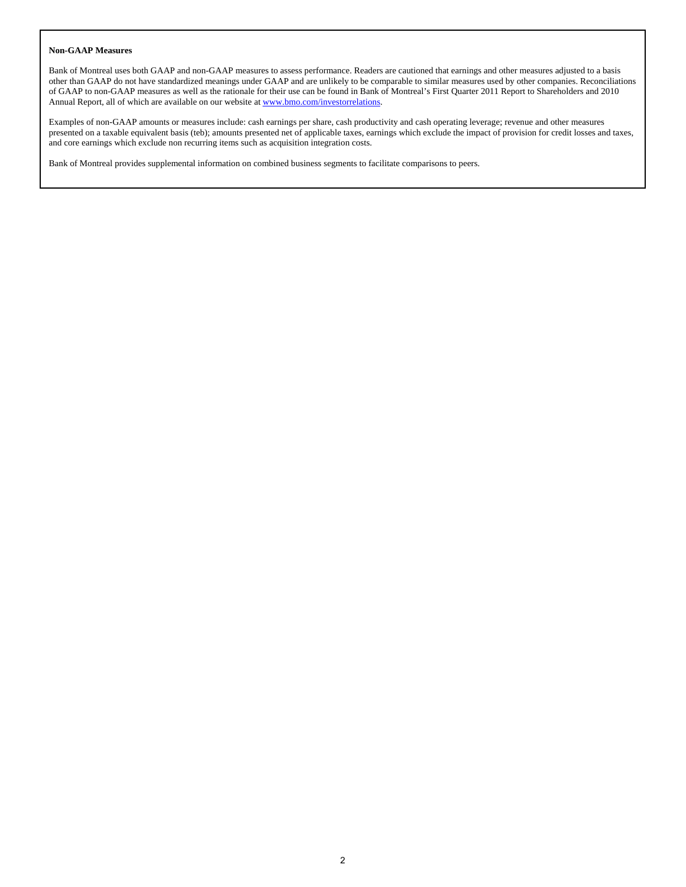**Non-GAAP Measures**

Bank of Montreal uses both GAAP and non-GAAP measures to assess performance. Readers are cautioned that earnings and other measures adjusted to a basis other than GAAP do not have standardized meanings under GAAP and are unlikely to be comparable to similar measures used by other companies. Reconciliations of GAAP to non-GAAP measures as well as the rationale for their use can be found in Bank of Montreal's First Quarter 2011 Report to Shareholders and 2010 Annual Report, all of which are available on our website at www.bmo.com/investorrelations.

Examples of non-GAAP amounts or measures include: cash earnings per share, cash productivity and cash operating leverage; revenue and other measures presented on a taxable equivalent basis (teb); amounts presented net of applicable taxes, earnings which exclude the impact of provision for credit losses and taxes, and core earnings which exclude non recurring items such as acquisition integration costs.

Bank of Montreal provides supplemental information on combined business segments to facilitate comparisons to peers.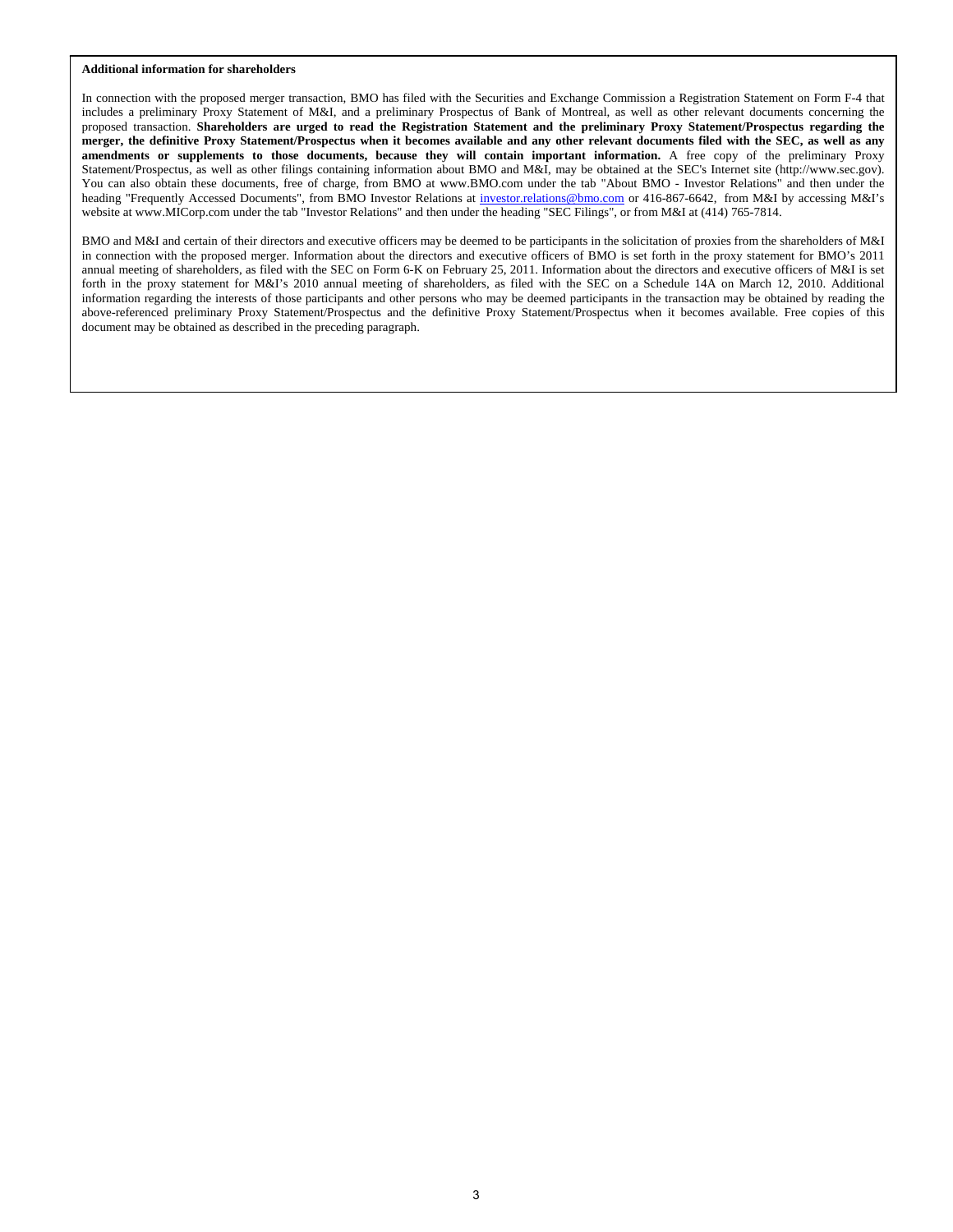**Additional information for shareholders**

In connection with the proposed merger transaction, BMO has filed with the Securities and Exchange Commission a Registration Statement on Form F-4 that includes a preliminary Proxy Statement of M&I, and a preliminary Prospectus of Bank of Montreal, as well as other relevant documents concerning the proposed transaction. **Shareholders are urged to read the Registration Statement and the preliminary Proxy Statement/Prospectus regarding the merger, the definitive Proxy Statement/Prospectus when it becomes available and any other relevant documents filed with the SEC, as well as any amendments or supplements to those documents, because they will contain important information.** A free copy of the preliminary Proxy Statement/Prospectus, as well as other filings containing information about BMO and M&I, may be obtained at the SEC's Internet site (http://www.sec.gov). You can also obtain these documents, free of charge, from BMO at www.BMO.com under the tab "About BMO - Investor Relations" and then under the heading "Frequently Accessed Documents", from BMO Investor Relations at investor.relations@bmo.com or 416-867-6642, from M&I by accessing M&I's website at www.MICorp.com under the tab "Investor Relations" and then under the heading "SEC Filings", or from M&I at (414) 765-7814.

BMO and M&I and certain of their directors and executive officers may be deemed to be participants in the solicitation of proxies from the shareholders of M&I in connection with the proposed merger. Information about the directors and executive officers of BMO is set forth in the proxy statement for BMO's 2011 annual meeting of shareholders, as filed with the SEC on Form 6-K on February 25, 2011. Information about the directors and executive officers of M&I is set forth in the proxy statement for M&I's 2010 annual meeting of shareholders, as filed with the SEC on a Schedule 14A on March 12, 2010. Additional information regarding the interests of those participants and other persons who may be deemed participants in the transaction may be obtained by reading the above-referenced preliminary Proxy Statement/Prospectus and the definitive Proxy Statement/Prospectus when it becomes available. Free copies of this document may be obtained as described in the preceding paragraph.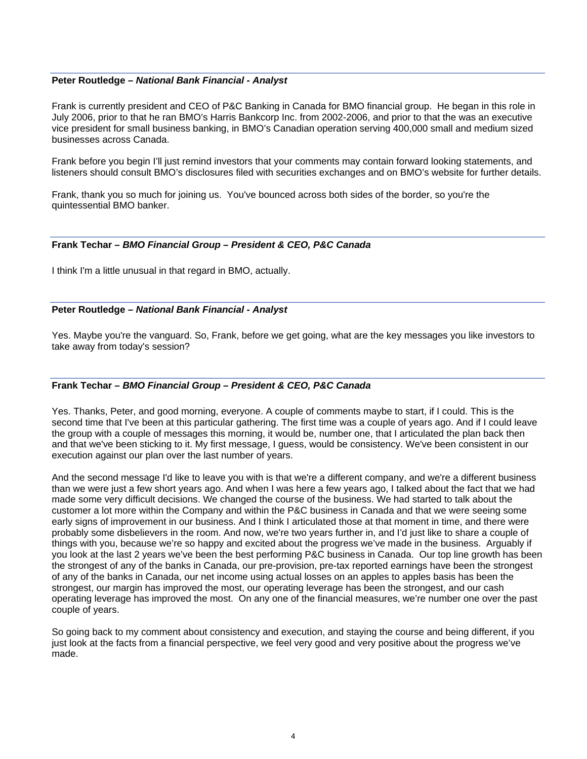**Peter Routledge –** ***National Bank Financial - Analyst***

Frank is currently president and CEO of P&C Banking in Canada for BMO financial group. He began in this role in July 2006, prior to that he ran BMO's Harris Bankcorp Inc. from 2002-2006, and prior to that the was an executive vice president for small business banking, in BMO's Canadian operation serving 400,000 small and medium sized businesses across Canada.

Frank before you begin I'll just remind investors that your comments may contain forward looking statements, and listeners should consult BMO's disclosures filed with securities exchanges and on BMO's website for further details.

Frank, thank you so much for joining us. You've bounced across both sides of the border, so you're the quintessential BMO banker.

**Frank Techar –** ***BMO Financial Group – President & CEO, P&C Canada***

I think I'm a little unusual in that regard in BMO, actually.

**Peter Routledge –** ***National Bank Financial - Analyst***

Yes. Maybe you're the vanguard. So, Frank, before we get going, what are the key messages you like investors to take away from today's session?

**Frank Techar –** ***BMO Financial Group – President & CEO, P&C Canada***

Yes. Thanks, Peter, and good morning, everyone. A couple of comments maybe to start, if I could. This is the second time that I've been at this particular gathering. The first time was a couple of years ago. And if I could leave the group with a couple of messages this morning, it would be, number one, that I articulated the plan back then and that we've been sticking to it. My first message, I guess, would be consistency. We've been consistent in our execution against our plan over the last number of years.

And the second message I'd like to leave you with is that we're a different company, and we're a different business than we were just a few short years ago. And when I was here a few years ago, I talked about the fact that we had made some very difficult decisions. We changed the course of the business. We had started to talk about the customer a lot more within the Company and within the P&C business in Canada and that we were seeing some early signs of improvement in our business. And I think I articulated those at that moment in time, and there were probably some disbelievers in the room. And now, we're two years further in, and I'd just like to share a couple of things with you, because we're so happy and excited about the progress we've made in the business. Arguably if you look at the last 2 years we've been the best performing P&C business in Canada. Our top line growth has been the strongest of any of the banks in Canada, our pre-provision, pre-tax reported earnings have been the strongest of any of the banks in Canada, our net income using actual losses on an apples to apples basis has been the strongest, our margin has improved the most, our operating leverage has been the strongest, and our cash operating leverage has improved the most. On any one of the financial measures, we're number one over the past couple of years.

So going back to my comment about consistency and execution, and staying the course and being different, if you just look at the facts from a financial perspective, we feel very good and very positive about the progress we've made.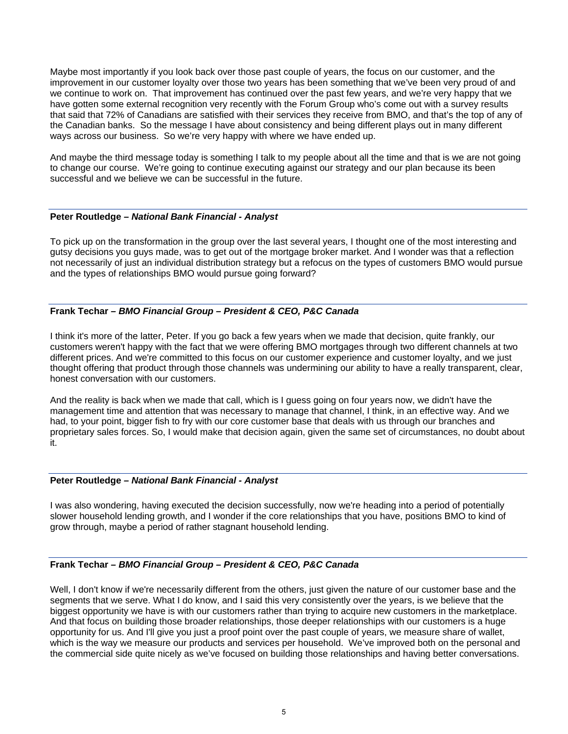Maybe most importantly if you look back over those past couple of years, the focus on our customer, and the improvement in our customer loyalty over those two years has been something that we've been very proud of and we continue to work on. That improvement has continued over the past few years, and we're very happy that we have gotten some external recognition very recently with the Forum Group who's come out with a survey results that said that 72% of Canadians are satisfied with their services they receive from BMO, and that's the top of any of the Canadian banks. So the message I have about consistency and being different plays out in many different ways across our business. So we're very happy with where we have ended up.

And maybe the third message today is something I talk to my people about all the time and that is we are not going to change our course. We're going to continue executing against our strategy and our plan because its been successful and we believe we can be successful in the future.

---

**Peter Routledge –** ***National Bank Financial - Analyst***

To pick up on the transformation in the group over the last several years, I thought one of the most interesting and gutsy decisions you guys made, was to get out of the mortgage broker market. And I wonder was that a reflection not necessarily of just an individual distribution strategy but a refocus on the types of customers BMO would pursue and the types of relationships BMO would pursue going forward?

---

**Frank Techar –** ***BMO Financial Group – President & CEO, P&C Canada***

I think it's more of the latter, Peter. If you go back a few years when we made that decision, quite frankly, our customers weren't happy with the fact that we were offering BMO mortgages through two different channels at two different prices. And we're committed to this focus on our customer experience and customer loyalty, and we just thought offering that product through those channels was undermining our ability to have a really transparent, clear, honest conversation with our customers.

And the reality is back when we made that call, which is I guess going on four years now, we didn't have the management time and attention that was necessary to manage that channel, I think, in an effective way. And we had, to your point, bigger fish to fry with our core customer base that deals with us through our branches and proprietary sales forces. So, I would make that decision again, given the same set of circumstances, no doubt about it.

---

**Peter Routledge –** ***National Bank Financial - Analyst***

I was also wondering, having executed the decision successfully, now we're heading into a period of potentially slower household lending growth, and I wonder if the core relationships that you have, positions BMO to kind of grow through, maybe a period of rather stagnant household lending.

---

**Frank Techar –** ***BMO Financial Group – President & CEO, P&C Canada***

Well, I don't know if we're necessarily different from the others, just given the nature of our customer base and the segments that we serve. What I do know, and I said this very consistently over the years, is we believe that the biggest opportunity we have is with our customers rather than trying to acquire new customers in the marketplace. And that focus on building those broader relationships, those deeper relationships with our customers is a huge opportunity for us. And I'll give you just a proof point over the past couple of years, we measure share of wallet, which is the way we measure our products and services per household. We've improved both on the personal and the commercial side quite nicely as we've focused on building those relationships and having better conversations.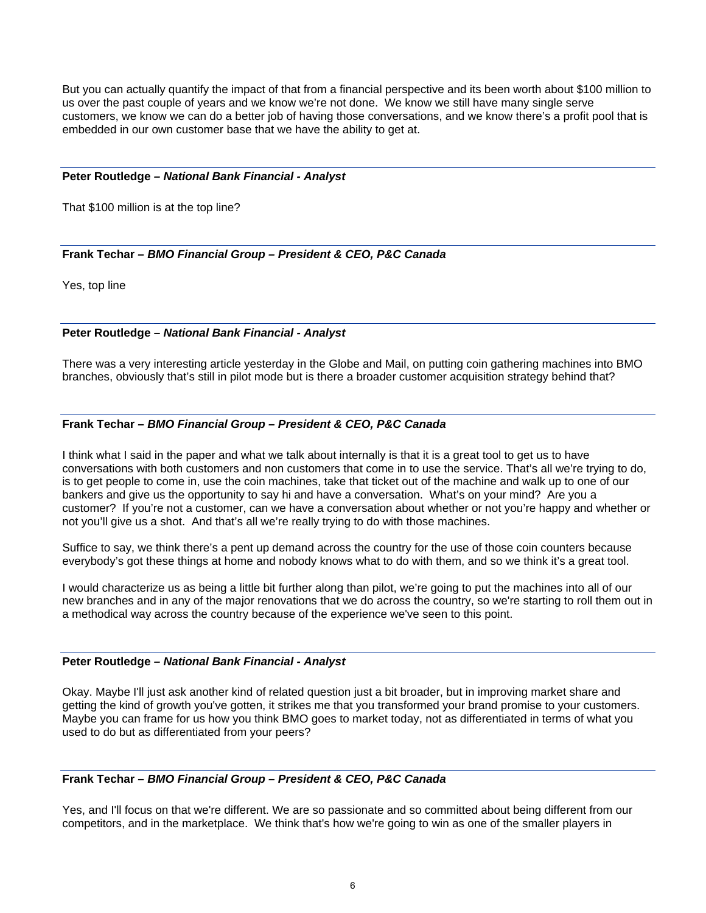But you can actually quantify the impact of that from a financial perspective and its been worth about $100 million to us over the past couple of years and we know we're not done. We know we still have many single serve customers, we know we can do a better job of having those conversations, and we know there's a profit pool that is embedded in our own customer base that we have the ability to get at.

---

**Peter Routledge –** ***National Bank Financial - Analyst***

That $100 million is at the top line?

---

**Frank Techar –** ***BMO Financial Group – President & CEO, P&C Canada***

Yes, top line

---

**Peter Routledge –** ***National Bank Financial - Analyst***

There was a very interesting article yesterday in the Globe and Mail, on putting coin gathering machines into BMO branches, obviously that's still in pilot mode but is there a broader customer acquisition strategy behind that?

---

**Frank Techar –** ***BMO Financial Group – President & CEO, P&C Canada***

I think what I said in the paper and what we talk about internally is that it is a great tool to get us to have conversations with both customers and non customers that come in to use the service. That's all we're trying to do, is to get people to come in, use the coin machines, take that ticket out of the machine and walk up to one of our bankers and give us the opportunity to say hi and have a conversation. What's on your mind? Are you a customer? If you're not a customer, can we have a conversation about whether or not you're happy and whether or not you'll give us a shot. And that's all we're really trying to do with those machines.

Suffice to say, we think there's a pent up demand across the country for the use of those coin counters because everybody's got these things at home and nobody knows what to do with them, and so we think it's a great tool.

I would characterize us as being a little bit further along than pilot, we're going to put the machines into all of our new branches and in any of the major renovations that we do across the country, so we're starting to roll them out in a methodical way across the country because of the experience we've seen to this point.

---

**Peter Routledge –** ***National Bank Financial - Analyst***

Okay. Maybe I'll just ask another kind of related question just a bit broader, but in improving market share and getting the kind of growth you've gotten, it strikes me that you transformed your brand promise to your customers. Maybe you can frame for us how you think BMO goes to market today, not as differentiated in terms of what you used to do but as differentiated from your peers?

---

**Frank Techar –** ***BMO Financial Group – President & CEO, P&C Canada***

Yes, and I'll focus on that we're different. We are so passionate and so committed about being different from our competitors, and in the marketplace. We think that's how we're going to win as one of the smaller players in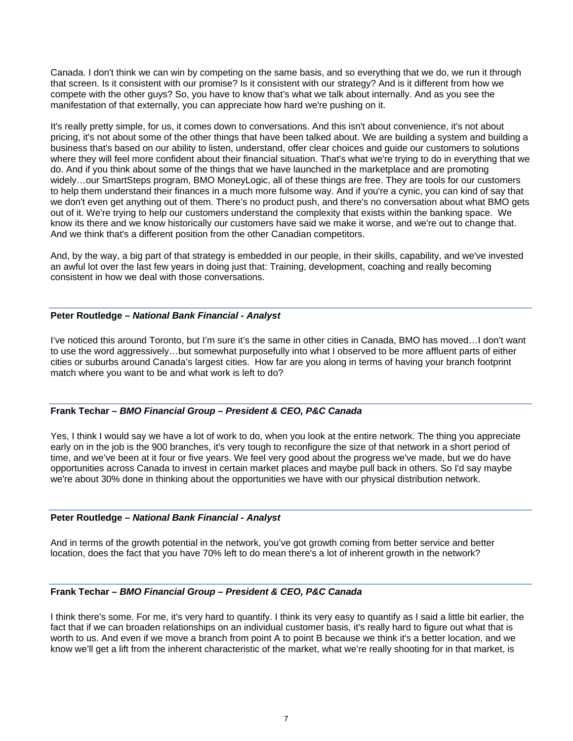Canada. I don't think we can win by competing on the same basis, and so everything that we do, we run it through that screen. Is it consistent with our promise? Is it consistent with our strategy? And is it different from how we compete with the other guys? So, you have to know that's what we talk about internally. And as you see the manifestation of that externally, you can appreciate how hard we're pushing on it.

It's really pretty simple, for us, it comes down to conversations. And this isn't about convenience, it's not about pricing, it's not about some of the other things that have been talked about. We are building a system and building a business that's based on our ability to listen, understand, offer clear choices and guide our customers to solutions where they will feel more confident about their financial situation. That's what we're trying to do in everything that we do. And if you think about some of the things that we have launched in the marketplace and are promoting widely…our SmartSteps program, BMO MoneyLogic, all of these things are free. They are tools for our customers to help them understand their finances in a much more fulsome way. And if you're a cynic, you can kind of say that we don't even get anything out of them. There's no product push, and there's no conversation about what BMO gets out of it. We're trying to help our customers understand the complexity that exists within the banking space. We know its there and we know historically our customers have said we make it worse, and we're out to change that. And we think that's a different position from the other Canadian competitors.

And, by the way, a big part of that strategy is embedded in our people, in their skills, capability, and we've invested an awful lot over the last few years in doing just that: Training, development, coaching and really becoming consistent in how we deal with those conversations.

---

**Peter Routledge –** ***National Bank Financial - Analyst***

I've noticed this around Toronto, but I'm sure it's the same in other cities in Canada, BMO has moved…I don't want to use the word aggressively…but somewhat purposefully into what I observed to be more affluent parts of either cities or suburbs around Canada's largest cities. How far are you along in terms of having your branch footprint match where you want to be and what work is left to do?

---

**Frank Techar –** ***BMO Financial Group – President & CEO, P&C Canada***

Yes, I think I would say we have a lot of work to do, when you look at the entire network. The thing you appreciate early on in the job is the 900 branches, it's very tough to reconfigure the size of that network in a short period of time, and we've been at it four or five years. We feel very good about the progress we've made, but we do have opportunities across Canada to invest in certain market places and maybe pull back in others. So I'd say maybe we're about 30% done in thinking about the opportunities we have with our physical distribution network.

---

**Peter Routledge –** ***National Bank Financial - Analyst***

And in terms of the growth potential in the network, you've got growth coming from better service and better location, does the fact that you have 70% left to do mean there's a lot of inherent growth in the network?

---

**Frank Techar –** ***BMO Financial Group – President & CEO, P&C Canada***

I think there's some. For me, it's very hard to quantify. I think its very easy to quantify as I said a little bit earlier, the fact that if we can broaden relationships on an individual customer basis, it's really hard to figure out what that is worth to us. And even if we move a branch from point A to point B because we think it's a better location, and we know we'll get a lift from the inherent characteristic of the market, what we're really shooting for in that market, is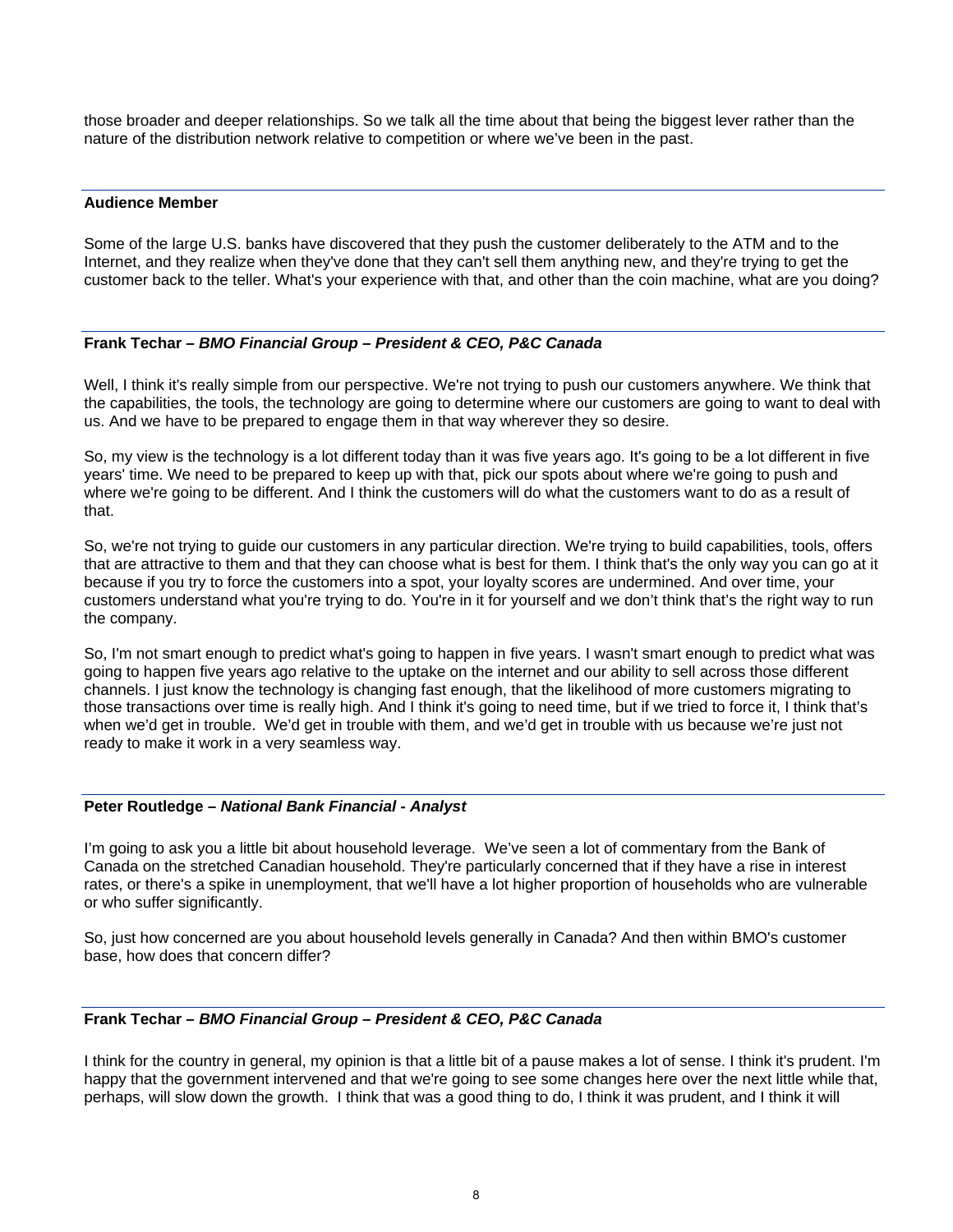those broader and deeper relationships. So we talk all the time about that being the biggest lever rather than the nature of the distribution network relative to competition or where we've been in the past.

---

**Audience Member**

Some of the large U.S. banks have discovered that they push the customer deliberately to the ATM and to the Internet, and they realize when they've done that they can't sell them anything new, and they're trying to get the customer back to the teller. What's your experience with that, and other than the coin machine, what are you doing?

---

**Frank Techar –** ***BMO Financial Group – President & CEO, P&C Canada***

Well, I think it's really simple from our perspective. We're not trying to push our customers anywhere. We think that the capabilities, the tools, the technology are going to determine where our customers are going to want to deal with us. And we have to be prepared to engage them in that way wherever they so desire.

So, my view is the technology is a lot different today than it was five years ago. It's going to be a lot different in five years' time. We need to be prepared to keep up with that, pick our spots about where we're going to push and where we're going to be different. And I think the customers will do what the customers want to do as a result of that.

So, we're not trying to guide our customers in any particular direction. We're trying to build capabilities, tools, offers that are attractive to them and that they can choose what is best for them. I think that's the only way you can go at it because if you try to force the customers into a spot, your loyalty scores are undermined. And over time, your customers understand what you're trying to do. You're in it for yourself and we don't think that's the right way to run the company.

So, I'm not smart enough to predict what's going to happen in five years. I wasn't smart enough to predict what was going to happen five years ago relative to the uptake on the internet and our ability to sell across those different channels. I just know the technology is changing fast enough, that the likelihood of more customers migrating to those transactions over time is really high. And I think it's going to need time, but if we tried to force it, I think that's when we'd get in trouble. We'd get in trouble with them, and we'd get in trouble with us because we're just not ready to make it work in a very seamless way.

---

**Peter Routledge –** ***National Bank Financial - Analyst***

I'm going to ask you a little bit about household leverage. We've seen a lot of commentary from the Bank of Canada on the stretched Canadian household. They're particularly concerned that if they have a rise in interest rates, or there's a spike in unemployment, that we'll have a lot higher proportion of households who are vulnerable or who suffer significantly.

So, just how concerned are you about household levels generally in Canada? And then within BMO's customer base, how does that concern differ?

---

**Frank Techar –** ***BMO Financial Group – President & CEO, P&C Canada***

I think for the country in general, my opinion is that a little bit of a pause makes a lot of sense. I think it's prudent. I'm happy that the government intervened and that we're going to see some changes here over the next little while that, perhaps, will slow down the growth. I think that was a good thing to do, I think it was prudent, and I think it will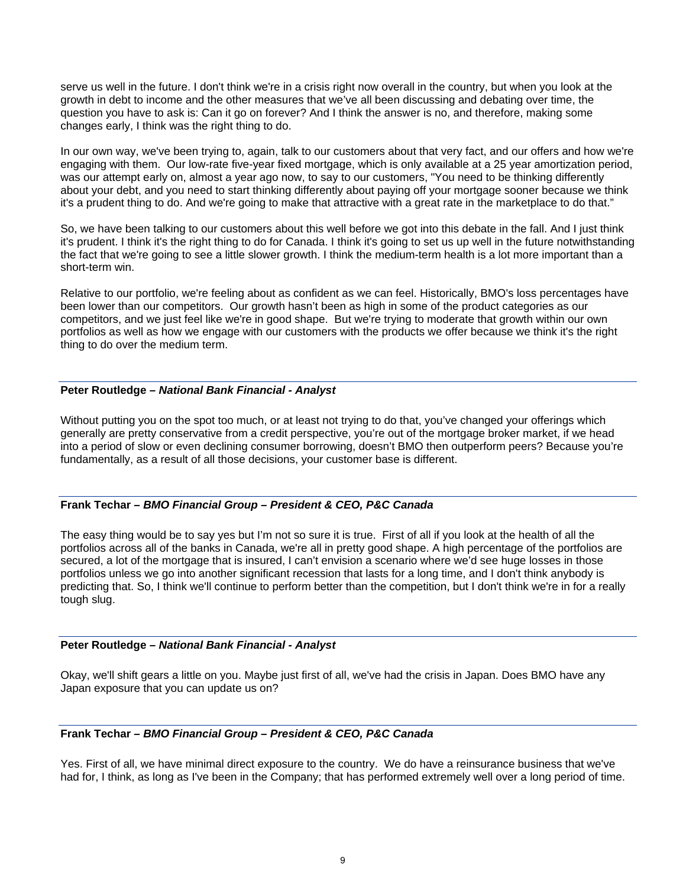serve us well in the future. I don't think we're in a crisis right now overall in the country, but when you look at the growth in debt to income and the other measures that we've all been discussing and debating over time, the question you have to ask is: Can it go on forever? And I think the answer is no, and therefore, making some changes early, I think was the right thing to do.

In our own way, we've been trying to, again, talk to our customers about that very fact, and our offers and how we're engaging with them. Our low-rate five-year fixed mortgage, which is only available at a 25 year amortization period, was our attempt early on, almost a year ago now, to say to our customers, "You need to be thinking differently about your debt, and you need to start thinking differently about paying off your mortgage sooner because we think it's a prudent thing to do. And we're going to make that attractive with a great rate in the marketplace to do that."

So, we have been talking to our customers about this well before we got into this debate in the fall. And I just think it's prudent. I think it's the right thing to do for Canada. I think it's going to set us up well in the future notwithstanding the fact that we're going to see a little slower growth. I think the medium-term health is a lot more important than a short-term win.

Relative to our portfolio, we're feeling about as confident as we can feel. Historically, BMO's loss percentages have been lower than our competitors. Our growth hasn't been as high in some of the product categories as our competitors, and we just feel like we're in good shape. But we're trying to moderate that growth within our own portfolios as well as how we engage with our customers with the products we offer because we think it's the right thing to do over the medium term.

---

**Peter Routledge – *National Bank Financial - Analyst***

Without putting you on the spot too much, or at least not trying to do that, you've changed your offerings which generally are pretty conservative from a credit perspective, you're out of the mortgage broker market, if we head into a period of slow or even declining consumer borrowing, doesn't BMO then outperform peers? Because you're fundamentally, as a result of all those decisions, your customer base is different.

---

**Frank Techar – *BMO Financial Group – President & CEO, P&C Canada***

The easy thing would be to say yes but I'm not so sure it is true. First of all if you look at the health of all the portfolios across all of the banks in Canada, we're all in pretty good shape. A high percentage of the portfolios are secured, a lot of the mortgage that is insured, I can't envision a scenario where we'd see huge losses in those portfolios unless we go into another significant recession that lasts for a long time, and I don't think anybody is predicting that. So, I think we'll continue to perform better than the competition, but I don't think we're in for a really tough slug.

---

**Peter Routledge – *National Bank Financial - Analyst***

Okay, we'll shift gears a little on you. Maybe just first of all, we've had the crisis in Japan. Does BMO have any Japan exposure that you can update us on?

---

**Frank Techar – *BMO Financial Group – President & CEO, P&C Canada***

Yes. First of all, we have minimal direct exposure to the country. We do have a reinsurance business that we've had for, I think, as long as I've been in the Company; that has performed extremely well over a long period of time.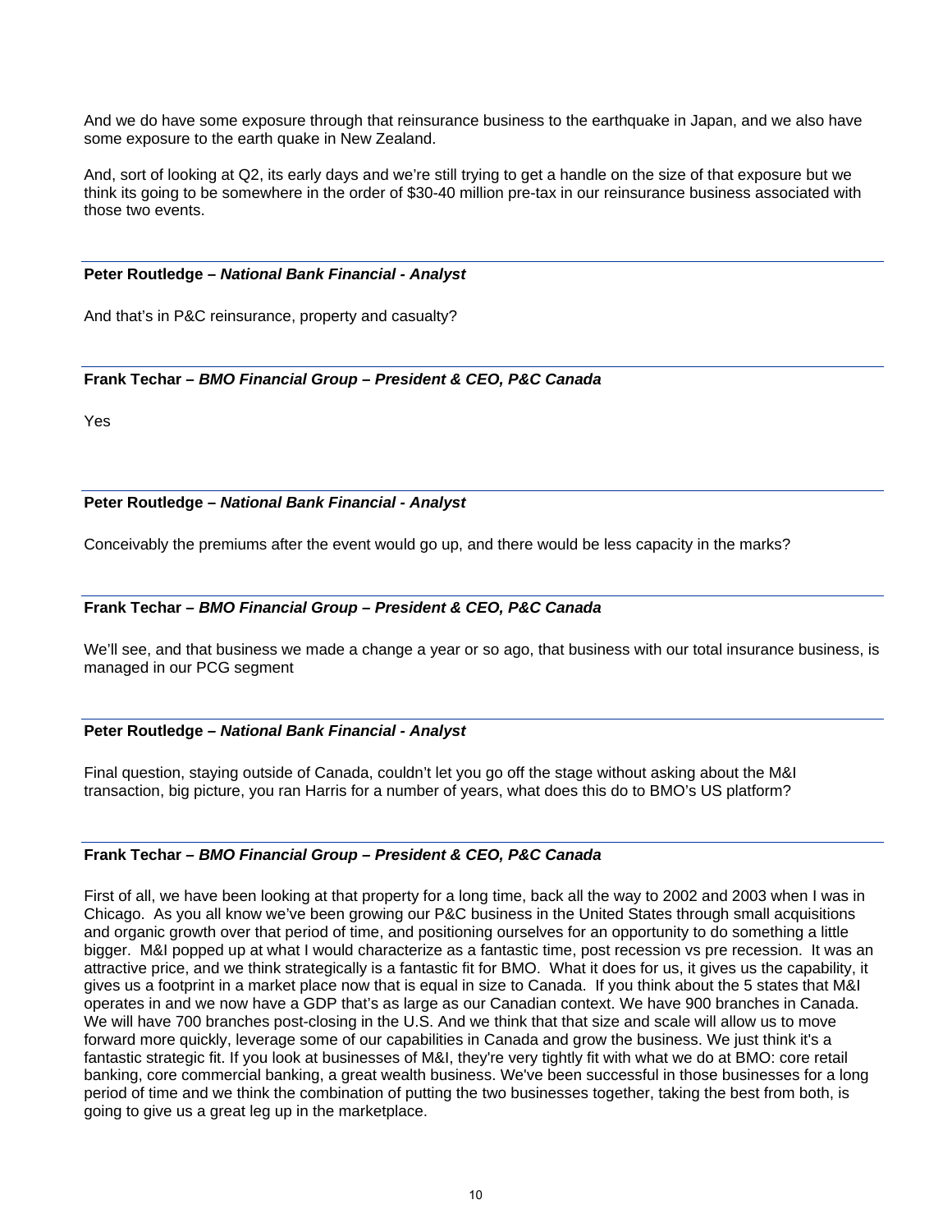And we do have some exposure through that reinsurance business to the earthquake in Japan, and we also have some exposure to the earth quake in New Zealand.

And, sort of looking at Q2, its early days and we're still trying to get a handle on the size of that exposure but we think its going to be somewhere in the order of $30-40 million pre-tax in our reinsurance business associated with those two events.

**Peter Routledge –** ***National Bank Financial - Analyst***

And that's in P&C reinsurance, property and casualty?

**Frank Techar –** ***BMO Financial Group – President & CEO, P&C Canada***

Yes

**Peter Routledge –** ***National Bank Financial - Analyst***

Conceivably the premiums after the event would go up, and there would be less capacity in the marks?

**Frank Techar –** ***BMO Financial Group – President & CEO, P&C Canada***

We'll see, and that business we made a change a year or so ago, that business with our total insurance business, is managed in our PCG segment

**Peter Routledge –** ***National Bank Financial - Analyst***

Final question, staying outside of Canada, couldn't let you go off the stage without asking about the M&I transaction, big picture, you ran Harris for a number of years, what does this do to BMO's US platform?

**Frank Techar –** ***BMO Financial Group – President & CEO, P&C Canada***

First of all, we have been looking at that property for a long time, back all the way to 2002 and 2003 when I was in Chicago. As you all know we've been growing our P&C business in the United States through small acquisitions and organic growth over that period of time, and positioning ourselves for an opportunity to do something a little bigger. M&I popped up at what I would characterize as a fantastic time, post recession vs pre recession. It was an attractive price, and we think strategically is a fantastic fit for BMO. What it does for us, it gives us the capability, it gives us a footprint in a market place now that is equal in size to Canada. If you think about the 5 states that M&I operates in and we now have a GDP that's as large as our Canadian context. We have 900 branches in Canada. We will have 700 branches post-closing in the U.S. And we think that that size and scale will allow us to move forward more quickly, leverage some of our capabilities in Canada and grow the business. We just think it's a fantastic strategic fit. If you look at businesses of M&I, they're very tightly fit with what we do at BMO: core retail banking, core commercial banking, a great wealth business. We've been successful in those businesses for a long period of time and we think the combination of putting the two businesses together, taking the best from both, is going to give us a great leg up in the marketplace.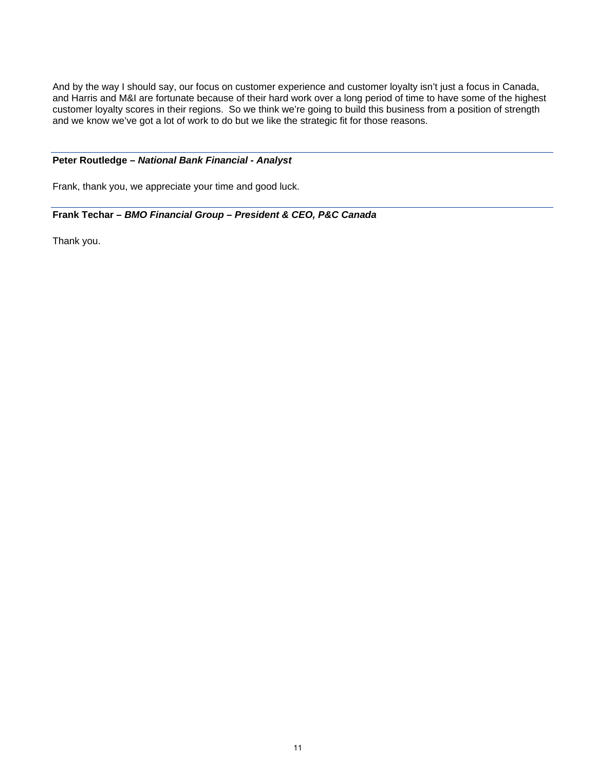And by the way I should say, our focus on customer experience and customer loyalty isn't just a focus in Canada, and Harris and M&I are fortunate because of their hard work over a long period of time to have some of the highest customer loyalty scores in their regions. So we think we're going to build this business from a position of strength and we know we've got a lot of work to do but we like the strategic fit for those reasons.

---

**Peter Routledge – *National Bank Financial - Analyst***

Frank, thank you, we appreciate your time and good luck.

---

**Frank Techar – *BMO Financial Group – President & CEO, P&C Canada***

Thank you.